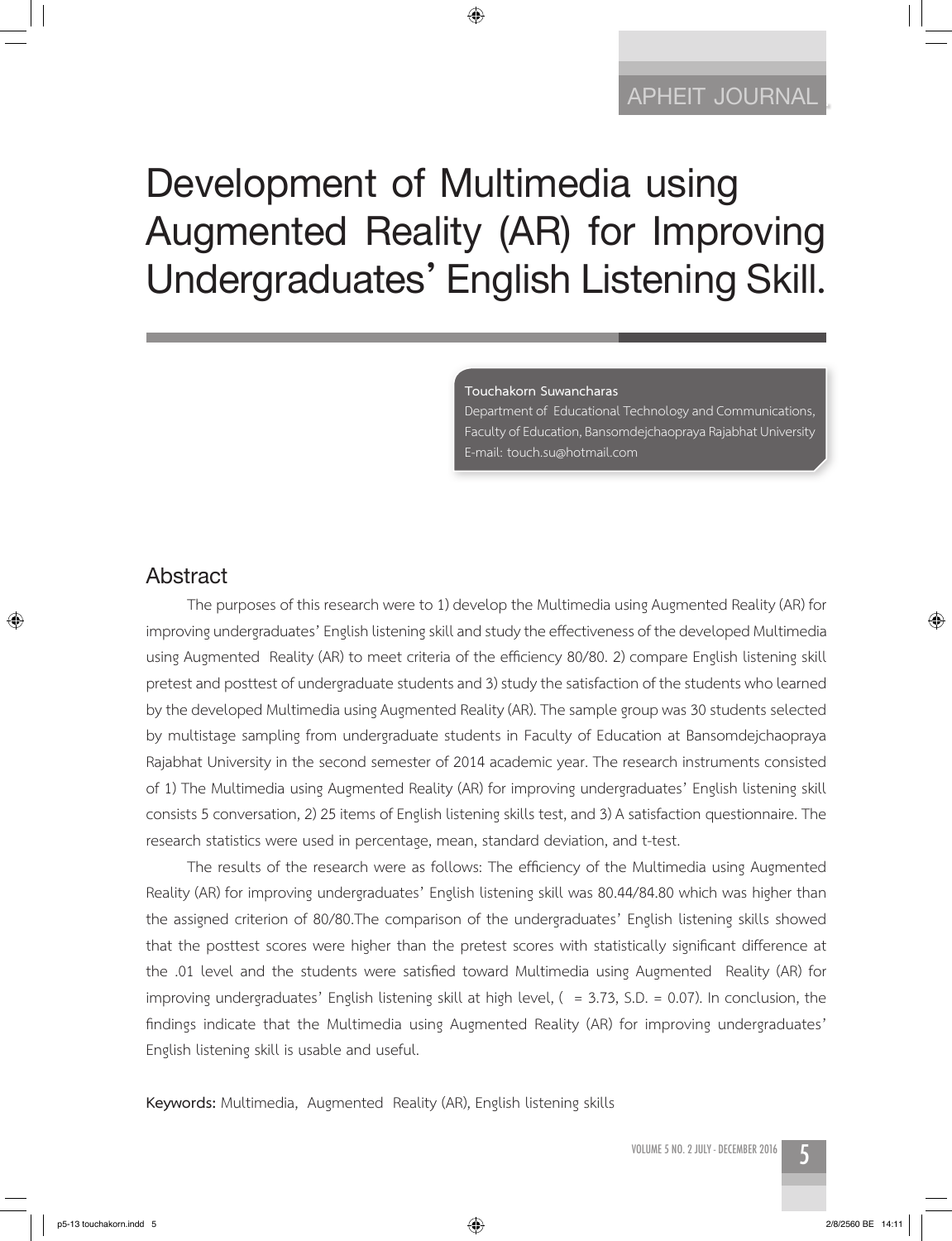# Development of Multimedia using Augmented Reality (AR) for Improving Undergraduates' English Listening Skill.

**Touchakorn Suwancharas**
Department of Educational Technology and Communications, Faculty of Education, Bansomdejchaopraya Rajabhat University
E-mail: touch.su@hotmail.com

## Abstract

The purposes of this research were to 1) develop the Multimedia using Augmented Reality (AR) for improving undergraduates' English listening skill and study the effectiveness of the developed Multimedia using Augmented Reality (AR) to meet criteria of the efficiency 80/80. 2) compare English listening skill pretest and posttest of undergraduate students and 3) study the satisfaction of the students who learned by the developed Multimedia using Augmented Reality (AR). The sample group was 30 students selected by multistage sampling from undergraduate students in Faculty of Education at Bansomdejchaopraya Rajabhat University in the second semester of 2014 academic year. The research instruments consisted of 1) The Multimedia using Augmented Reality (AR) for improving undergraduates' English listening skill consists 5 conversation, 2) 25 items of English listening skills test, and 3) A satisfaction questionnaire. The research statistics were used in percentage, mean, standard deviation, and t-test.

The results of the research were as follows: The efficiency of the Multimedia using Augmented Reality (AR) for improving undergraduates' English listening skill was 80.44/84.80 which was higher than the assigned criterion of 80/80.The comparison of the undergraduates' English listening skills showed that the posttest scores were higher than the pretest scores with statistically significant difference at the .01 level and the students were satisfied toward Multimedia using Augmented Reality (AR) for improving undergraduates' English listening skill at high level, ( = 3.73, S.D. = 0.07). In conclusion, the findings indicate that the Multimedia using Augmented Reality (AR) for improving undergraduates' English listening skill is usable and useful.

**Keywords:** Multimedia, Augmented Reality (AR), English listening skills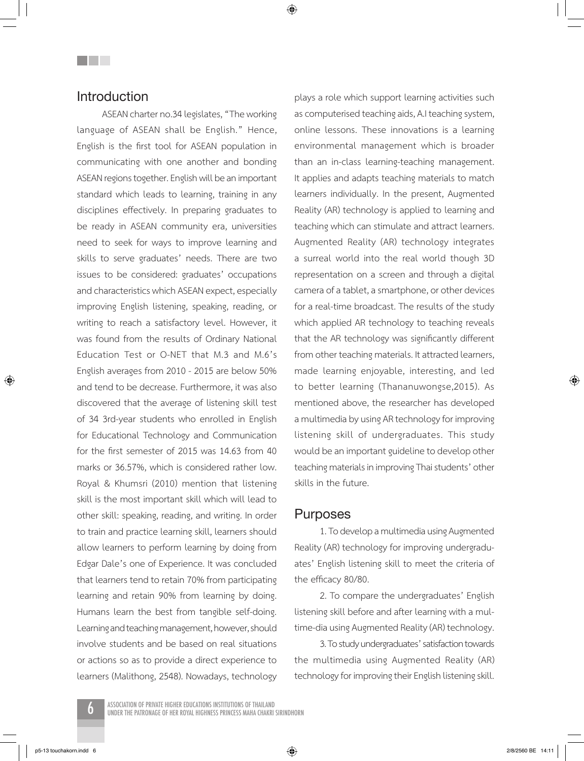## Introduction

ASEAN charter no.34 legislates, "The working language of ASEAN shall be English." Hence, English is the first tool for ASEAN population in communicating with one another and bonding ASEAN regions together. English will be an important standard which leads to learning, training in any disciplines effectively. In preparing graduates to be ready in ASEAN community era, universities need to seek for ways to improve learning and skills to serve graduates' needs. There are two issues to be considered: graduates' occupations and characteristics which ASEAN expect, especially improving English listening, speaking, reading, or writing to reach a satisfactory level. However, it was found from the results of Ordinary National Education Test or O-NET that M.3 and M.6's English averages from 2010 - 2015 are below 50% and tend to be decrease. Furthermore, it was also discovered that the average of listening skill test of 34 3rd-year students who enrolled in English for Educational Technology and Communication for the first semester of 2015 was 14.63 from 40 marks or 36.57%, which is considered rather low. Royal & Khumsri (2010) mention that listening skill is the most important skill which will lead to other skill: speaking, reading, and writing. In order to train and practice learning skill, learners should allow learners to perform learning by doing from Edgar Dale's one of Experience. It was concluded that learners tend to retain 70% from participating learning and retain 90% from learning by doing. Humans learn the best from tangible self-doing. Learning and teaching management, however, should involve students and be based on real situations or actions so as to provide a direct experience to learners (Malithong, 2548). Nowadays, technology plays a role which support learning activities such as computerised teaching aids, A.I teaching system, online lessons. These innovations is a learning environmental management which is broader than an in-class learning-teaching management. It applies and adapts teaching materials to match learners individually. In the present, Augmented Reality (AR) technology is applied to learning and teaching which can stimulate and attract learners. Augmented Reality (AR) technology integrates a surreal world into the real world though 3D representation on a screen and through a digital camera of a tablet, a smartphone, or other devices for a real-time broadcast. The results of the study which applied AR technology to teaching reveals that the AR technology was significantly different from other teaching materials. It attracted learners, made learning enjoyable, interesting, and led to better learning (Thananuwongse,2015). As mentioned above, the researcher has developed a multimedia by using AR technology for improving listening skill of undergraduates. This study would be an important guideline to develop other teaching materials in improving Thai students' other skills in the future.

## Purposes

1. To develop a multimedia using Augmented Reality (AR) technology for improving undergraduates' English listening skill to meet the criteria of the efficacy 80/80.

2. To compare the undergraduates' English listening skill before and after learning with a multime-dia using Augmented Reality (AR) technology.

3. To study undergraduates' satisfaction towards the multimedia using Augmented Reality (AR) technology for improving their English listening skill.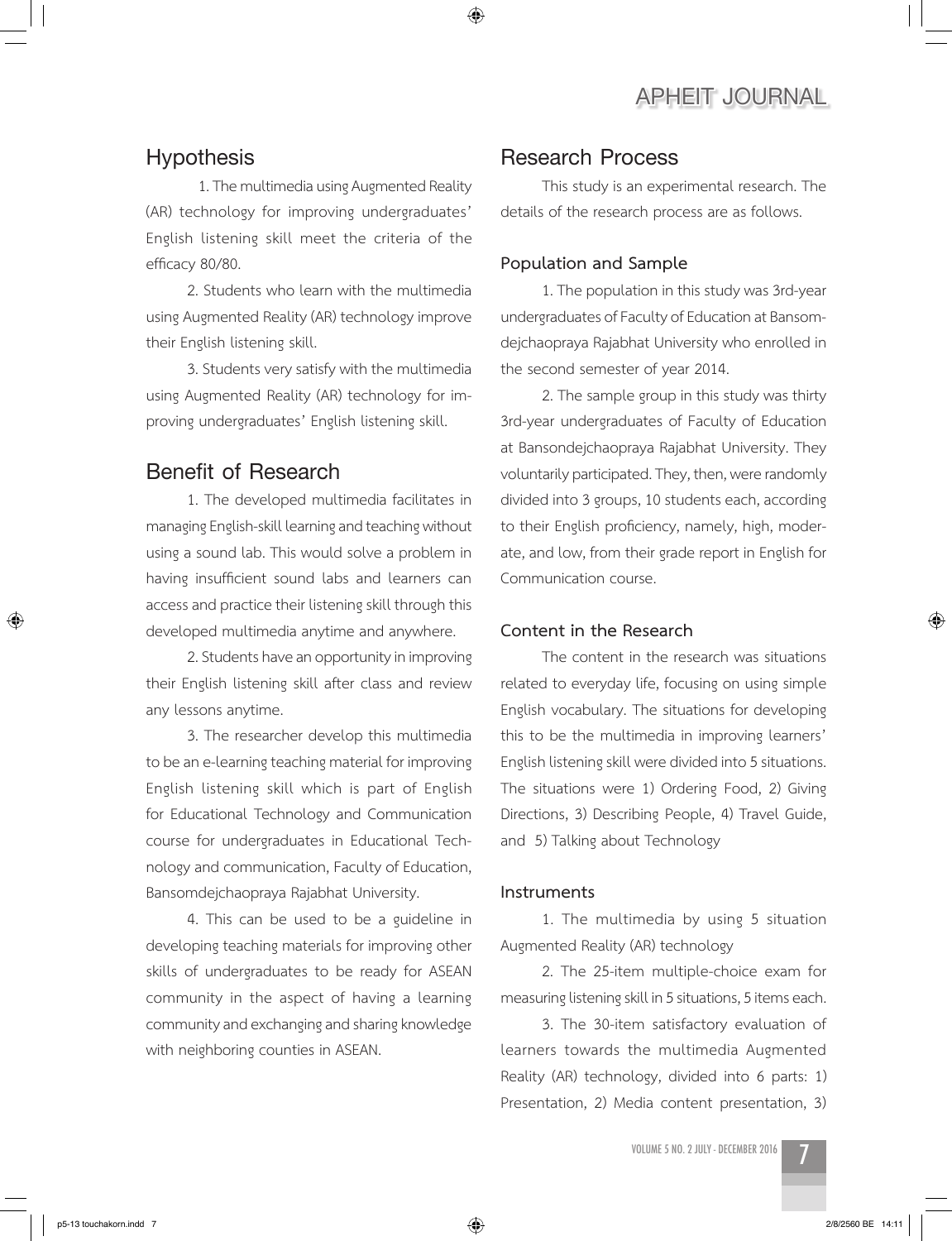## Hypothesis

1. The multimedia using Augmented Reality (AR) technology for improving undergraduates' English listening skill meet the criteria of the efficacy 80/80.

2. Students who learn with the multimedia using Augmented Reality (AR) technology improve their English listening skill.

3. Students very satisfy with the multimedia using Augmented Reality (AR) technology for improving undergraduates' English listening skill.

## Benefit of Research

1. The developed multimedia facilitates in managing English-skill learning and teaching without using a sound lab. This would solve a problem in having insufficient sound labs and learners can access and practice their listening skill through this developed multimedia anytime and anywhere.

2. Students have an opportunity in improving their English listening skill after class and review any lessons anytime.

3. The researcher develop this multimedia to be an e-learning teaching material for improving English listening skill which is part of English for Educational Technology and Communication course for undergraduates in Educational Technology and communication, Faculty of Education, Bansomdejchaopraya Rajabhat University.

4. This can be used to be a guideline in developing teaching materials for improving other skills of undergraduates to be ready for ASEAN community in the aspect of having a learning community and exchanging and sharing knowledge with neighboring counties in ASEAN.

## Research Process

This study is an experimental research. The details of the research process are as follows.

### Population and Sample

1. The population in this study was 3rd-year undergraduates of Faculty of Education at Bansomdejchaopraya Rajabhat University who enrolled in the second semester of year 2014.

2. The sample group in this study was thirty 3rd-year undergraduates of Faculty of Education at Bansondejchaopraya Rajabhat University. They voluntarily participated. They, then, were randomly divided into 3 groups, 10 students each, according to their English proficiency, namely, high, moderate, and low, from their grade report in English for Communication course.

### Content in the Research

The content in the research was situations related to everyday life, focusing on using simple English vocabulary. The situations for developing this to be the multimedia in improving learners' English listening skill were divided into 5 situations. The situations were 1) Ordering Food, 2) Giving Directions, 3) Describing People, 4) Travel Guide, and 5) Talking about Technology

### Instruments

1. The multimedia by using 5 situation Augmented Reality (AR) technology

2. The 25-item multiple-choice exam for measuring listening skill in 5 situations, 5 items each.

3. The 30-item satisfactory evaluation of learners towards the multimedia Augmented Reality (AR) technology, divided into 6 parts: 1) Presentation, 2) Media content presentation, 3)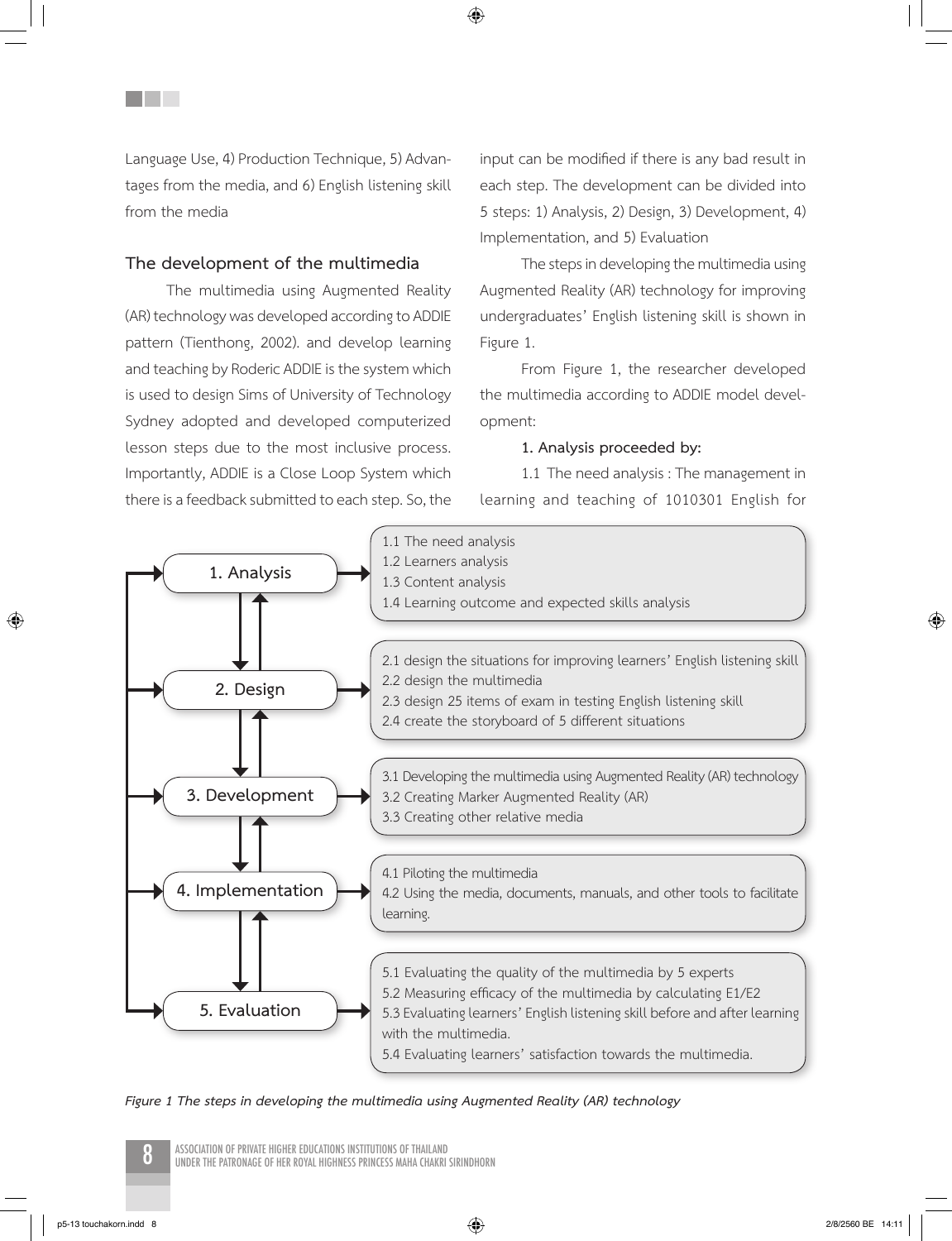Language Use, 4) Production Technique, 5) Advantages from the media, and 6) English listening skill from the media

### The development of the multimedia

The multimedia using Augmented Reality (AR) technology was developed according to ADDIE pattern (Tienthong, 2002). and develop learning and teaching by Roderic ADDIE is the system which is used to design Sims of University of Technology Sydney adopted and developed computerized lesson steps due to the most inclusive process. Importantly, ADDIE is a Close Loop System which there is a feedback submitted to each step. So, the input can be modified if there is any bad result in each step. The development can be divided into 5 steps: 1) Analysis, 2) Design, 3) Development, 4) Implementation, and 5) Evaluation

The steps in developing the multimedia using Augmented Reality (AR) technology for improving undergraduates' English listening skill is shown in Figure 1.

From Figure 1, the researcher developed the multimedia according to ADDIE model development:

**1. Analysis proceeded by:**

1.1 The need analysis : The management in learning and teaching of 1010301 English for

1. Analysis
- 1.1 The need analysis
- 1.2 Learners analysis
- 1.3 Content analysis
- 1.4 Learning outcome and expected skills analysis

2. Design
- 2.1 design the situations for improving learners' English listening skill
- 2.2 design the multimedia
- 2.3 design 25 items of exam in testing English listening skill
- 2.4 create the storyboard of 5 different situations

3. Development
- 3.1 Developing the multimedia using Augmented Reality (AR) technology
- 3.2 Creating Marker Augmented Reality (AR)
- 3.3 Creating other relative media

4. Implementation
- 4.1 Piloting the multimedia
- 4.2 Using the media, documents, manuals, and other tools to facilitate learning.

5. Evaluation
- 5.1 Evaluating the quality of the multimedia by 5 experts
- 5.2 Measuring efficacy of the multimedia by calculating E1/E2
- 5.3 Evaluating learners' English listening skill before and after learning with the multimedia.
- 5.4 Evaluating learners' satisfaction towards the multimedia.

*Figure 1 The steps in developing the multimedia using Augmented Reality (AR) technology*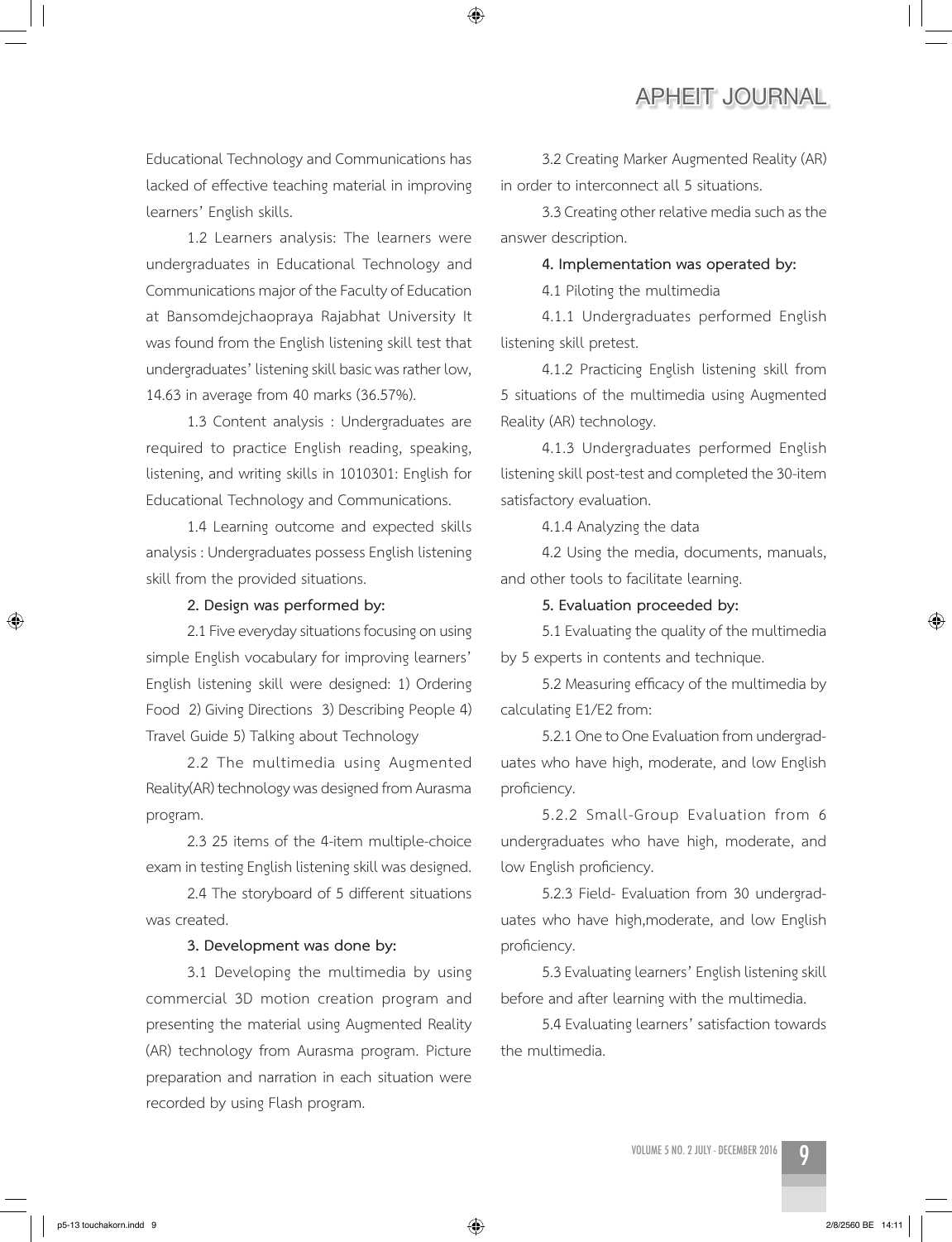Educational Technology and Communications has lacked of effective teaching material in improving learners' English skills.

1.2 Learners analysis: The learners were undergraduates in Educational Technology and Communications major of the Faculty of Education at Bansomdejchaopraya Rajabhat University It was found from the English listening skill test that undergraduates' listening skill basic was rather low, 14.63 in average from 40 marks (36.57%).

1.3 Content analysis : Undergraduates are required to practice English reading, speaking, listening, and writing skills in 1010301: English for Educational Technology and Communications.

1.4 Learning outcome and expected skills analysis : Undergraduates possess English listening skill from the provided situations.

**2. Design was performed by:**

2.1 Five everyday situations focusing on using simple English vocabulary for improving learners' English listening skill were designed: 1) Ordering Food 2) Giving Directions 3) Describing People 4) Travel Guide 5) Talking about Technology

2.2 The multimedia using Augmented Reality(AR) technology was designed from Aurasma program.

2.3 25 items of the 4-item multiple-choice exam in testing English listening skill was designed.

2.4 The storyboard of 5 different situations was created.

**3. Development was done by:**

3.1 Developing the multimedia by using commercial 3D motion creation program and presenting the material using Augmented Reality (AR) technology from Aurasma program. Picture preparation and narration in each situation were recorded by using Flash program.

3.2 Creating Marker Augmented Reality (AR) in order to interconnect all 5 situations.

3.3 Creating other relative media such as the answer description.

**4. Implementation was operated by:**

4.1 Piloting the multimedia

4.1.1 Undergraduates performed English listening skill pretest.

4.1.2 Practicing English listening skill from 5 situations of the multimedia using Augmented Reality (AR) technology.

4.1.3 Undergraduates performed English listening skill post-test and completed the 30-item satisfactory evaluation.

4.1.4 Analyzing the data

4.2 Using the media, documents, manuals, and other tools to facilitate learning.

**5. Evaluation proceeded by:**

5.1 Evaluating the quality of the multimedia by 5 experts in contents and technique.

5.2 Measuring efficacy of the multimedia by calculating E1/E2 from:

5.2.1 One to One Evaluation from undergraduates who have high, moderate, and low English proficiency.

5.2.2 Small-Group Evaluation from 6 undergraduates who have high, moderate, and low English proficiency.

5.2.3 Field- Evaluation from 30 undergraduates who have high,moderate, and low English proficiency.

5.3 Evaluating learners' English listening skill before and after learning with the multimedia.

5.4 Evaluating learners' satisfaction towards the multimedia.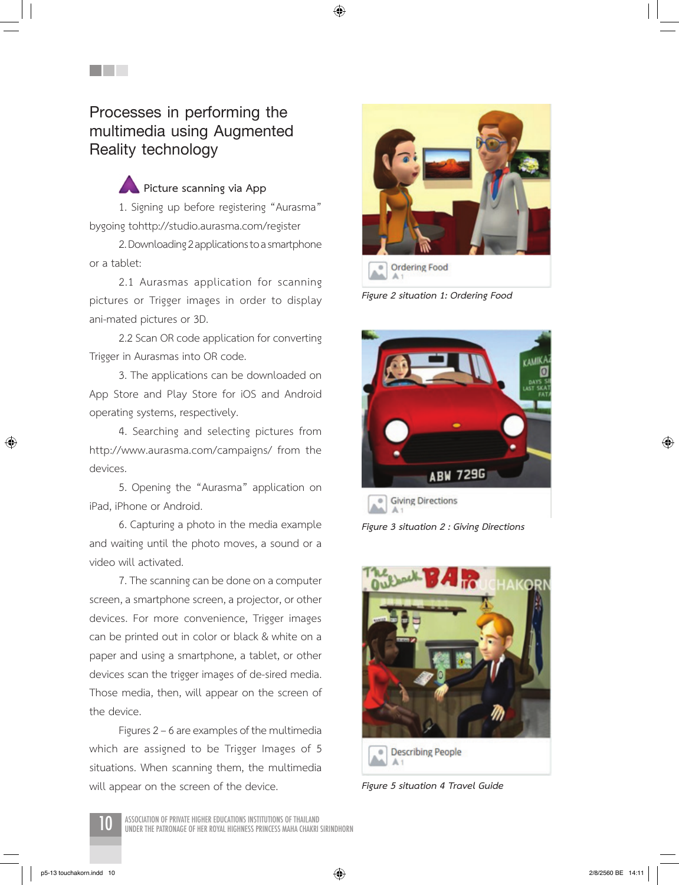## Processes in performing the multimedia using Augmented Reality technology

**Picture scanning via App**

1. Signing up before registering “Aurasma” bygoing tohttp://studio.aurasma.com/register

2. Downloading 2 applications to a smartphone or a tablet:

2.1 Aurasmas application for scanning pictures or Trigger images in order to display ani-mated pictures or 3D.

2.2 Scan OR code application for converting Trigger in Aurasmas into OR code.

3. The applications can be downloaded on App Store and Play Store for iOS and Android operating systems, respectively.

4. Searching and selecting pictures from http://www.aurasma.com/campaigns/ from the devices.

5. Opening the “Aurasma” application on iPad, iPhone or Android.

6. Capturing a photo in the media example and waiting until the photo moves, a sound or a video will activated.

7. The scanning can be done on a computer screen, a smartphone screen, a projector, or other devices. For more convenience, Trigger images can be printed out in color or black & white on a paper and using a smartphone, a tablet, or other devices scan the trigger images of de-sired media. Those media, then, will appear on the screen of the device.

Figures 2 – 6 are examples of the multimedia which are assigned to be Trigger Images of 5 situations. When scanning them, the multimedia will appear on the screen of the device.

*Figure 2 situation 1: Ordering Food*

*Figure 3 situation 2 : Giving Directions*

*Figure 5 situation 4 Travel Guide*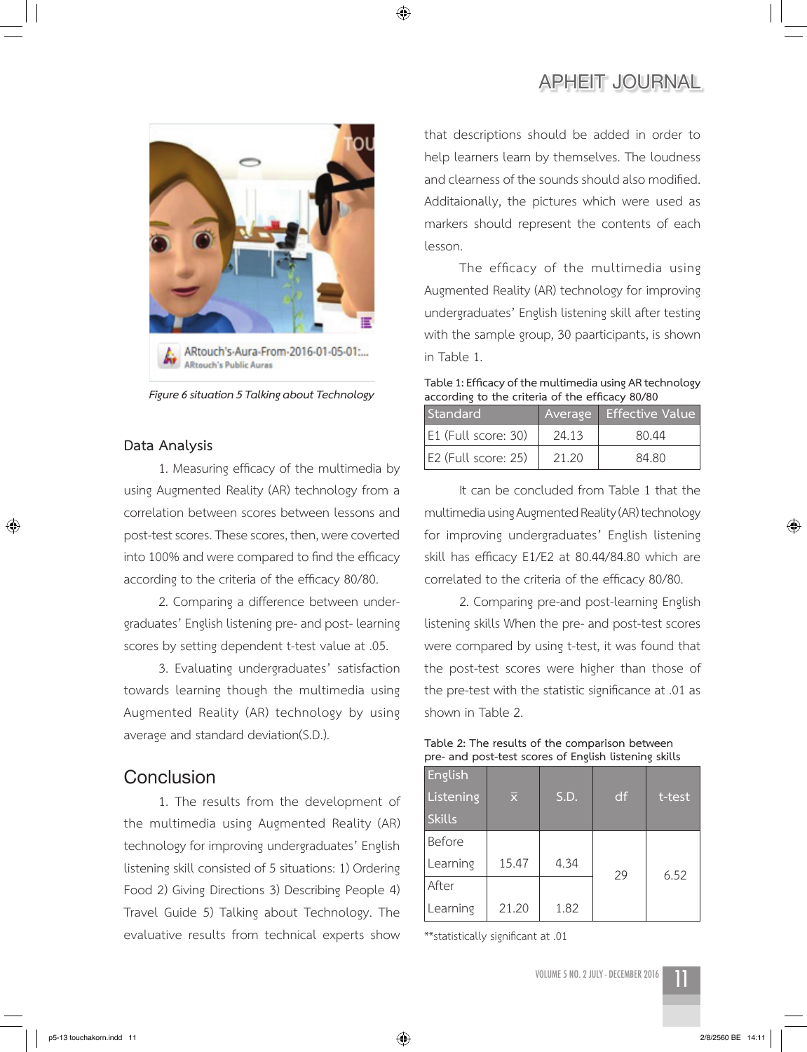*Figure 6 situation 5 Talking about Technology*

## Data Analysis

1. Measuring efficacy of the multimedia by using Augmented Reality (AR) technology from a correlation between scores between lessons and post-test scores. These scores, then, were coverted into 100% and were compared to find the efficacy according to the criteria of the efficacy 80/80.

2. Comparing a difference between undergraduates' English listening pre- and post- learning scores by setting dependent t-test value at .05.

3. Evaluating undergraduates' satisfaction towards learning though the multimedia using Augmented Reality (AR) technology by using average and standard deviation(S.D.).

## Conclusion

1. The results from the development of the multimedia using Augmented Reality (AR) technology for improving undergraduates' English listening skill consisted of 5 situations: 1) Ordering Food 2) Giving Directions 3) Describing People 4) Travel Guide 5) Talking about Technology. The evaluative results from technical experts show that descriptions should be added in order to help learners learn by themselves. The loudness and clearness of the sounds should also modified. Additaionally, the pictures which were used as markers should represent the contents of each lesson.

The efficacy of the multimedia using Augmented Reality (AR) technology for improving undergraduates' English listening skill after testing with the sample group, 30 paarticipants, is shown in Table 1.

Table 1: Efficacy of the multimedia using AR technology according to the criteria of the efficacy 80/80

| Standard | Average | Effective Value |
| --- | --- | --- |
| E1 (Full score: 30) | 24.13 | 80.44 |
| E2 (Full score: 25) | 21.20 | 84.80 |

It can be concluded from Table 1 that the multimedia using Augmented Reality (AR) technology for improving undergraduates' English listening skill has efficacy E1/E2 at 80.44/84.80 which are correlated to the criteria of the efficacy 80/80.

2. Comparing pre-and post-learning English listening skills When the pre- and post-test scores were compared by using t-test, it was found that the post-test scores were higher than those of the pre-test with the statistic significance at .01 as shown in Table 2.

Table 2: The results of the comparison between pre- and post-test scores of English listening skills

| English Listening Skills | $\bar{x}$ | S.D. | df | t-test |
| --- | --- | --- | --- | --- |
| Before Learning | 15.47 | 4.34 | 29 | 6.52 |
| After Learning | 21.20 | 1.82 | | |

**statistically significant at .01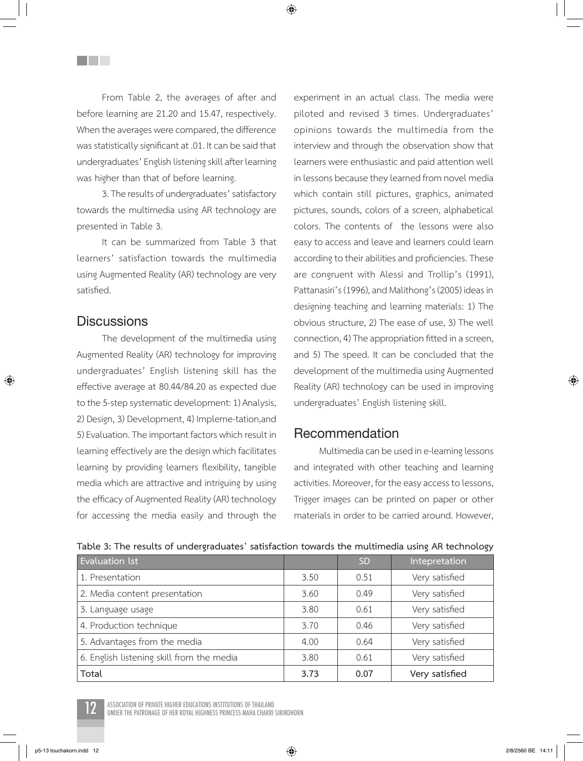From Table 2, the averages of after and before learning are 21.20 and 15.47, respectively. When the averages were compared, the difference was statistically significant at .01. It can be said that undergraduates' English listening skill after learning was higher than that of before learning.

3. The results of undergraduates' satisfactory towards the multimedia using AR technology are presented in Table 3.

It can be summarized from Table 3 that learners' satisfaction towards the multimedia using Augmented Reality (AR) technology are very satisfied.

## Discussions

The development of the multimedia using Augmented Reality (AR) technology for improving undergraduates' English listening skill has the effective average at 80.44/84.20 as expected due to the 5-step systematic development: 1) Analysis, 2) Design, 3) Development, 4) Impleme-tation,and 5) Evaluation. The important factors which result in learning effectively are the design which facilitates learning by providing learners flexibility, tangible media which are attractive and intriguing by using the efficacy of Augmented Reality (AR) technology for accessing the media easily and through the experiment in an actual class. The media were piloted and revised 3 times. Undergraduates' opinions towards the multimedia from the interview and through the observation show that learners were enthusiastic and paid attention well in lessons because they learned from novel media which contain still pictures, graphics, animated pictures, sounds, colors of a screen, alphabetical colors. The contents of the lessons were also easy to access and leave and learners could learn according to their abilities and proficiencies. These are congruent with Alessi and Trollip's (1991), Pattanasiri's (1996), and Malithong's (2005) ideas in designing teaching and learning materials: 1) The obvious structure, 2) The ease of use, 3) The well connection, 4) The appropriation fitted in a screen, and 5) The speed. It can be concluded that the development of the multimedia using Augmented Reality (AR) technology can be used in improving undergraduates' English listening skill.

## Recommendation

Multimedia can be used in e-learning lessons and integrated with other teaching and learning activities. Moreover, for the easy access to lessons, Trigger images can be printed on paper or other materials in order to be carried around. However,

**Table 3: The results of undergraduates' satisfaction towards the multimedia using AR technology**

| Evaluation lst | | SD | Intepretation |
|---|---|---|---|
| 1. Presentation | 3.50 | 0.51 | Very satisfied |
| 2. Media content presentation | 3.60 | 0.49 | Very satisfied |
| 3. Language usage | 3.80 | 0.61 | Very satisfied |
| 4. Production technique | 3.70 | 0.46 | Very satisfied |
| 5. Advantages from the media | 4.00 | 0.64 | Very satisfied |
| 6. English listening skill from the media | 3.80 | 0.61 | Very satisfied |
| **Total** | **3.73** | **0.07** | **Very satisfied** |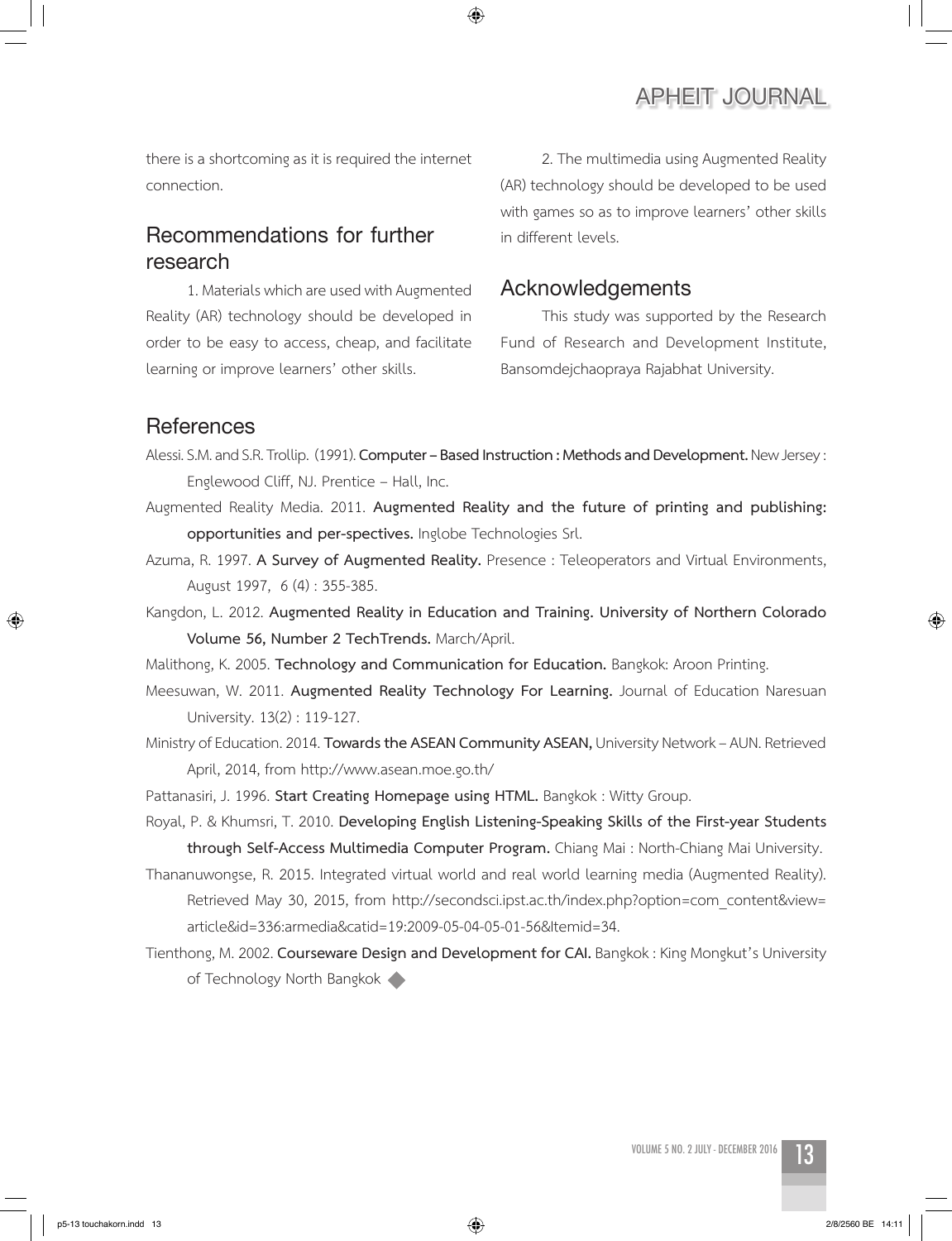there is a shortcoming as it is required the internet connection.

## Recommendations for further research

1. Materials which are used with Augmented Reality (AR) technology should be developed in order to be easy to access, cheap, and facilitate learning or improve learners' other skills.

2. The multimedia using Augmented Reality (AR) technology should be developed to be used with games so as to improve learners' other skills in different levels.

## Acknowledgements

This study was supported by the Research Fund of Research and Development Institute, Bansomdejchaopraya Rajabhat University.

## References

Alessi. S.M. and S.R. Trollip. (1991). **Computer – Based Instruction : Methods and Development.** New Jersey : Englewood Cliff, NJ. Prentice – Hall, Inc.

Augmented Reality Media. 2011. **Augmented Reality and the future of printing and publishing: opportunities and per-spectives.** Inglobe Technologies Srl.

Azuma, R. 1997. **A Survey of Augmented Reality.** Presence : Teleoperators and Virtual Environments, August 1997, 6 (4) : 355-385.

Kangdon, L. 2012. **Augmented Reality in Education and Training. University of Northern Colorado Volume 56, Number 2 TechTrends.** March/April.

Malithong, K. 2005. **Technology and Communication for Education.** Bangkok: Aroon Printing.

Meesuwan, W. 2011. **Augmented Reality Technology For Learning.** Journal of Education Naresuan University. 13(2) : 119-127.

Ministry of Education. 2014. **Towards the ASEAN Community ASEAN,** University Network – AUN. Retrieved April, 2014, from http://www.asean.moe.go.th/

Pattanasiri, J. 1996. **Start Creating Homepage using HTML.** Bangkok : Witty Group.

Royal, P. & Khumsri, T. 2010. **Developing English Listening-Speaking Skills of the First-year Students through Self-Access Multimedia Computer Program.** Chiang Mai : North-Chiang Mai University.

Thananuwongse, R. 2015. Integrated virtual world and real world learning media (Augmented Reality). Retrieved May 30, 2015, from http://secondsci.ipst.ac.th/index.php?option=com_content&view=article&id=336:armedia&catid=19:2009-05-04-05-01-56&Itemid=34.

Tienthong, M. 2002. **Courseware Design and Development for CAI.** Bangkok : King Mongkut's University of Technology North Bangkok